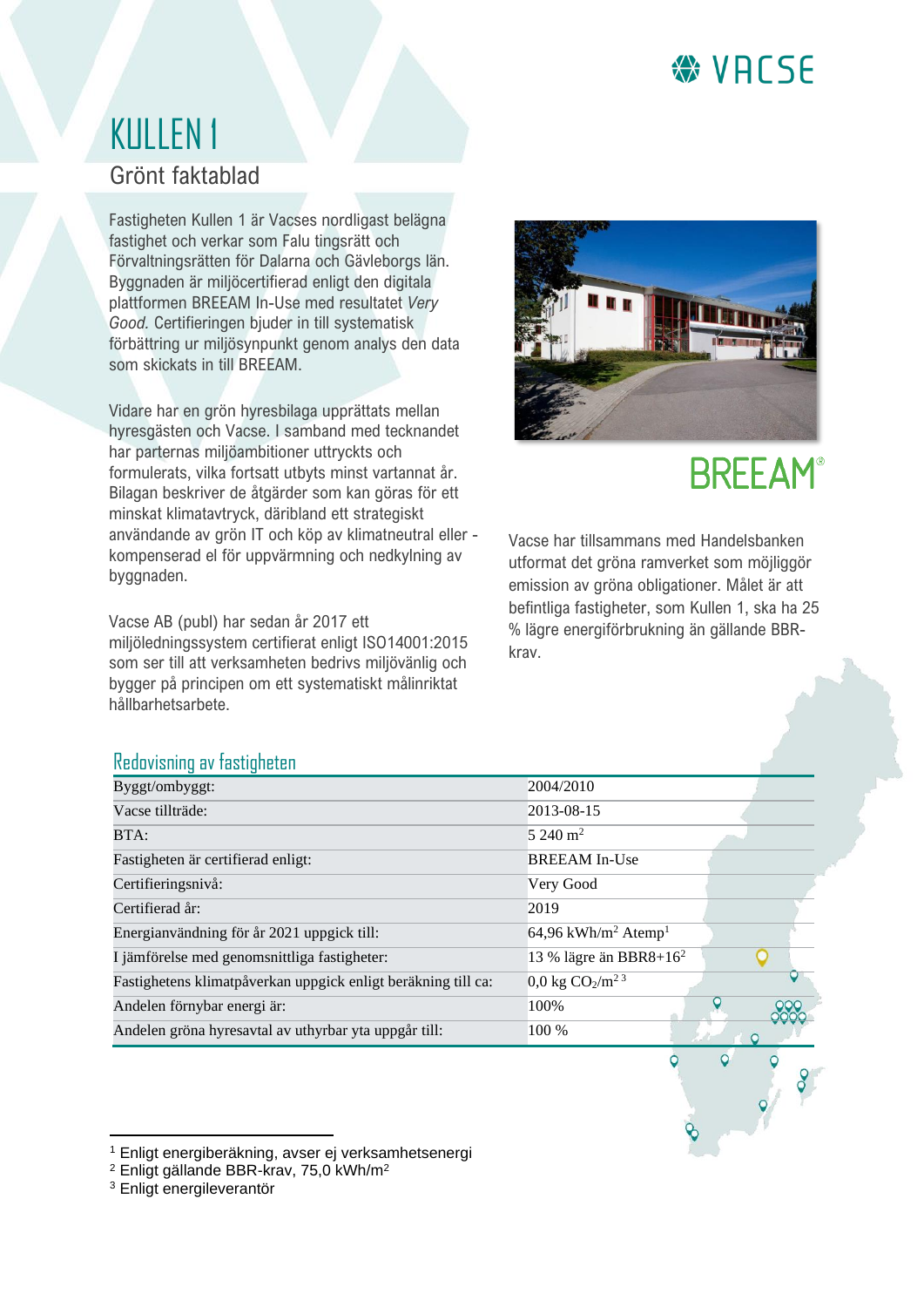# KULLEN 1

## Grönt faktablad

Fastigheten Kullen 1 är Vacses nordligast belägna fastighet och verkar som Falu tingsrätt och Förvaltningsrätten för Dalarna och Gävleborgs län. Byggnaden är miljöcertifierad enligt den digitala plattformen BREEAM In-Use med resultatet *Very Good.* Certifieringen bjuder in till systematisk förbättring ur miljösynpunkt genom analys den data som skickats in till BREEAM.

Vidare har en grön hyresbilaga upprättats mellan hyresgästen och Vacse. I samband med tecknandet har parternas miljöambitioner uttryckts och formulerats, vilka fortsatt utbyts minst vartannat år. Bilagan beskriver de åtgärder som kan göras för ett minskat klimatavtryck, däribland ett strategiskt användande av grön IT och köp av klimatneutral eller -kompenserad el för uppvärmning och nedkylning av byggnaden.

Vacse AB (publ) har sedan år 2017 ett miljöledningssystem certifierat enligt ISO14001:2015 som ser till att verksamheten bedrivs miljövänlig och bygger på principen om ett systematiskt målinriktat hållbarhetsarbete.

Vacse har tillsammans med Handelsbanken utformat det gröna ramverket som möjliggör emission av gröna obligationer. Målet är att befintliga fastigheter, som Kullen 1, ska ha 25 % lägre energiförbrukning än gällande BBR-krav.

### Redovisning av fastigheten

| | |
|---|---|
| Byggt/ombyggt: | 2004/2010 |
| Vacse tillträde: | 2013-08-15 |
| BTA: | 5 240 $m^2$ |
| Fastigheten är certifierad enligt: | BREEAM In-Use |
| Certifieringsnivå: | Very Good |
| Certifierad år: | 2019 |
| Energianvändning för år 2021 uppgick till: | 64,96 kWh/$m^2$ Atemp[1] |
| I jämförelse med genomsnittliga fastigheter: | 13 % lägre än BBR8+16[2] |
| Fastighetens klimatpåverkan uppgick enligt beräkning till ca: | 0,0 kg $CO_2/m^2$ [3] |
| Andelen förnybar energi är: | 100% |
| Andelen gröna hyresavtal av uthyrbar yta uppgår till: | 100 % |

[1] Enligt energiberäkning, avser ej verksamhetsenergi

[2] Enligt gällande BBR-krav, 75,0 kWh/$m^2$

[3] Enligt energileverantör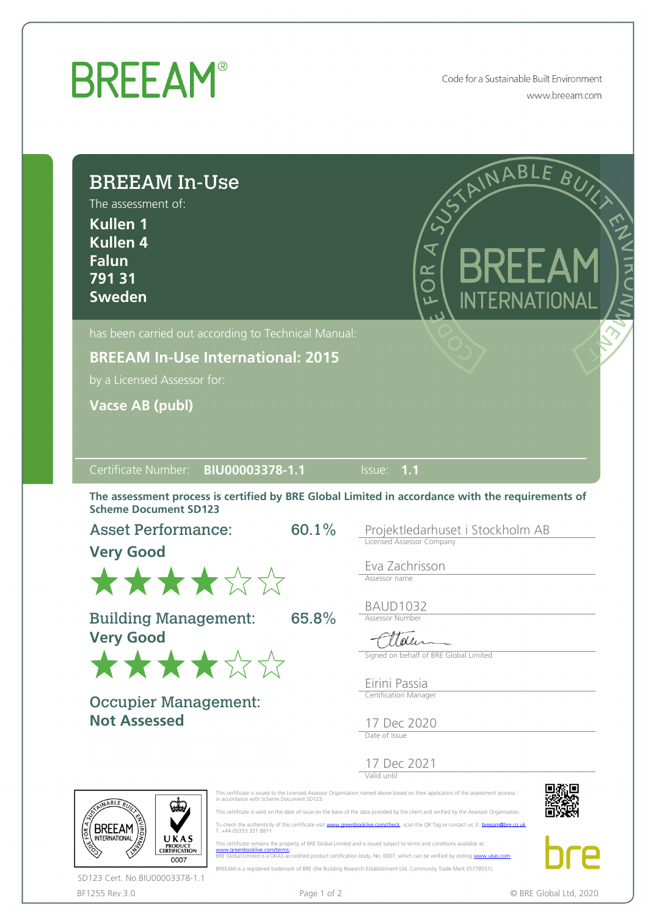# BREEAM®

Code for a Sustainable Built Environment
www.breeam.com

## BREEAM In-Use

The assessment of:

**Kullen 1**
**Kullen 4**
**Falun**
**791 31**
**Sweden**

has been carried out according to Technical Manual:

**BREEAM In-Use International: 2015**

by a Licensed Assessor for:

**Vacse AB (publ)**

Certificate Number: **BIU00003378-1.1** Issue: **1.1**

**The assessment process is certified by BRE Global Limited in accordance with the requirements of Scheme Document SD123**

**Asset Performance:** 60.1%
**Very Good**
★★★★☆☆

**Building Management:** 65.8%
**Very Good**
★★★★☆☆

**Occupier Management:**
**Not Assessed**

Projektledarhuset i Stockholm AB
Licensed Assessor Company

Eva Zachrisson
Assessor name

BAUD1032
Assessor Number

Signed on behalf of BRE Global Limited

Eirini Passia
Certification Manager

17 Dec 2020
Date of Issue

17 Dec 2021
Valid until

This certificate is issued to the Licensed Assessor Organisation named above based on their application of the assessment process in accordance with Scheme Document SD123.

This certificate is valid on the date of issue on the basis of the data provided by the client and verified by the Assessor Organisation.

To check the authenticity of this certificate visit www.greenbooklive.com/check, scan the QR Tag or contact us: E: breeam@bre.co.uk T. +44 (0)333 321 8811

This certificate remains the property of BRE Global Limited and is issued subject to terms and conditions available at www.greenbooklive.com/terms
BRE Global Limited is a UKAS accredited product certification body, No. 0007, which can be verified by visiting www.ukas.com

BREEAM is a registered trademark of BRE (the Building Research Establishment Ltd. Community Trade Mark E5778551).

SD123 Cert. No.BIU00003378-1.1

BF1255 Rev 3.0

© BRE Global Ltd, 2020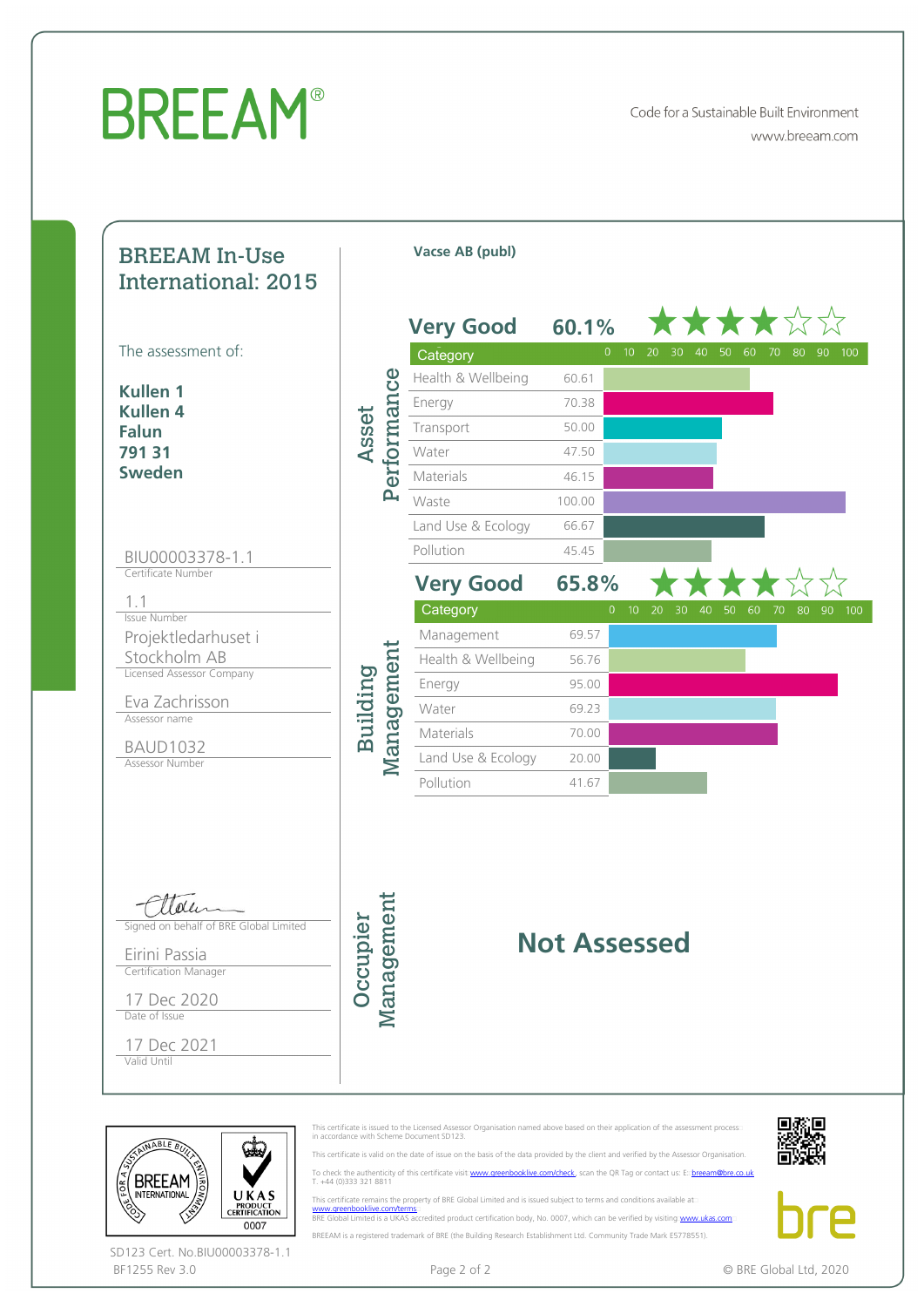# BREEAM®

Code for a Sustainable Built Environment
www.breeam.com

## BREEAM In-Use International: 2015

**Vacse AB (publ)**

The assessment of:

**Kullen 1**
**Kullen 4**
**Falun**
**791 31**
**Sweden**

BIU00003378-1.1
Certificate Number

1.1
Issue Number

Projektledarhuset i Stockholm AB
Licensed Assessor Company

Eva Zachrisson
Assessor name

BAUD1032
Assessor Number

Signed on behalf of BRE Global Limited

Eirini Passia
Certification Manager

17 Dec 2020
Date of Issue

17 Dec 2021
Valid Until

### Asset Performance

**Very Good 60.1%** ★★★★☆☆

Category
0 10 20 30 40 50 60 70 80 90 100

Health & Wellbeing 60.61
Energy 70.38
Transport 50.00
Water 47.50
Materials 46.15
Waste 100.00
Land Use & Ecology 66.67
Pollution 45.45

### Building Management

**Very Good 65.8%** ★★★★☆☆

Category
0 10 20 30 40 50 60 70 80 90 100

Management 69.57
Health & Wellbeing 56.76
Energy 95.00
Water 69.23
Materials 70.00
Land Use & Ecology 20.00
Pollution 41.67

### Occupier Management

**Not Assessed**

This certificate is issued to the Licensed Assessor Organisation named above based on their application of the assessment process in accordance with Scheme Document SD123.

This certificate is valid on the date of issue on the basis of the data provided by the client and verified by the Assessor Organisation.

To check the authenticity of this certificate visit www.greenbooklive.com/check, scan the QR Tag or contact us: E: breeam@bre.co.uk T. +44 (0)333 321 8811

This certificate remains the property of BRE Global Limited and is issued subject to terms and conditions available at: www.greenbooklive.com/terms
BRE Global Limited is a UKAS accredited product certification body, No. 0007, which can be verified by visiting www.ukas.com

BREEAM is a registered trademark of BRE (the Building Research Establishment Ltd. Community Trade Mark E5778551).

SD123 Cert. No.BIU00003378-1.1
BF1255 Rev 3.0

© BRE Global Ltd, 2020